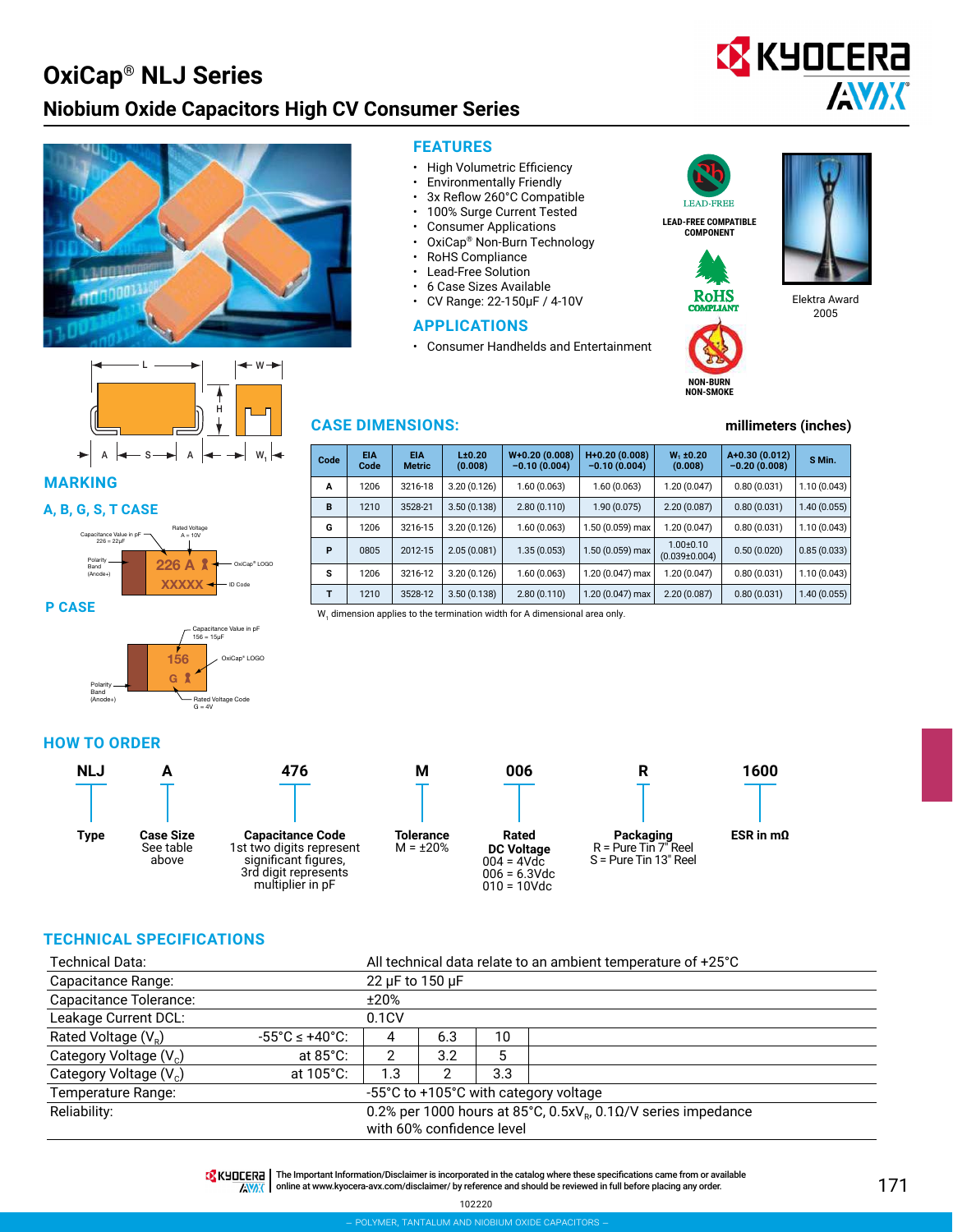# OxiCap® NLJ Series

## Niobium Oxide Capacitors High CV Consumer Series

## FEATURES

- High Volumetric Efficiency
- Environmentally Friendly
- 3x Reflow 260°C Compatible
- 100% Surge Current Tested
- Consumer Applications
- OxiCap® Non-Burn Technology
- RoHS Compliance
- Lead-Free Solution
- 6 Case Sizes Available
- CV Range: 22-150μF / 4-10V

LEAD-FREE COMPATIBLE COMPONENT

RoHS COMPLIANT

NON-BURN NON-SMOKE

Elektra Award 2005

## APPLICATIONS

- Consumer Handhelds and Entertainment

## CASE DIMENSIONS:

millimeters (inches)

| Code | EIA Code | EIA Metric | L±0.20 (0.008) | W+0.20 (0.008) −0.10 (0.004) | H+0.20 (0.008) −0.10 (0.004) | $W_1$ ±0.20 (0.008) | A+0.30 (0.012) −0.20 (0.008) | S Min. |
|---|---|---|---|---|---|---|---|---|
| A | 1206 | 3216-18 | 3.20 (0.126) | 1.60 (0.063) | 1.60 (0.063) | 1.20 (0.047) | 0.80 (0.031) | 1.10 (0.043) |
| B | 1210 | 3528-21 | 3.50 (0.138) | 2.80 (0.110) | 1.90 (0.075) | 2.20 (0.087) | 0.80 (0.031) | 1.40 (0.055) |
| G | 1206 | 3216-15 | 3.20 (0.126) | 1.60 (0.063) | 1.50 (0.059) max | 1.20 (0.047) | 0.80 (0.031) | 1.10 (0.043) |
| P | 0805 | 2012-15 | 2.05 (0.081) | 1.35 (0.053) | 1.50 (0.059) max | 1.00±0.10 (0.039±0.004) | 0.50 (0.020) | 0.85 (0.033) |
| S | 1206 | 3216-12 | 3.20 (0.126) | 1.60 (0.063) | 1.20 (0.047) max | 1.20 (0.047) | 0.80 (0.031) | 1.10 (0.043) |
| T | 1210 | 3528-12 | 3.50 (0.138) | 2.80 (0.110) | 1.20 (0.047) max | 2.20 (0.087) | 0.80 (0.031) | 1.40 (0.055) |

$W_1$ dimension applies to the termination width for A dimensional area only.

## MARKING

### A, B, G, S, T CASE

Capacitance Value in pF 226 = 22μF; Rated Voltage A = 10V; Polarity Band (Anode+); OxiCap® LOGO; ID Code

226 A
XXXXX

### P CASE

Capacitance Value in pF 156 = 15μF; OxiCap® LOGO; Polarity Band (Anode+); Rated Voltage Code G = 4V

156
G

## HOW TO ORDER

| NLJ | A | 476 | M | 006 | R | 1600 |
|---|---|---|---|---|---|---|
| **Type** | **Case Size** See table above | **Capacitance Code** 1st two digits represent significant figures, 3rd digit represents multiplier in pF | **Tolerance** M = ±20% | **Rated DC Voltage** 004 = 4Vdc 006 = 6.3Vdc 010 = 10Vdc | **Packaging** R = Pure Tin 7" Reel S = Pure Tin 13" Reel | **ESR in mΩ** |

## TECHNICAL SPECIFICATIONS

| Technical Data: | | All technical data relate to an ambient temperature of +25°C | | |
|---|---|---|---|---|
| Capacitance Range: | | 22 μF to 150 μF | | |
| Capacitance Tolerance: | | ±20% | | |
| Leakage Current DCL: | | 0.1CV | | |
| Rated Voltage ($V_R$) | -55°C ≤ +40°C: | 4 | 6.3 | 10 |
| Category Voltage ($V_C$) | at 85°C: | 2 | 3.2 | 5 |
| Category Voltage ($V_C$) | at 105°C: | 1.3 | 2 | 3.3 |
| Temperature Range: | | -55°C to +105°C with category voltage | | |
| Reliability: | | 0.2% per 1000 hours at 85°C, 0.5x$V_R$, 0.1Ω/V series impedance with 60% confidence level | | |

The Important Information/Disclaimer is incorporated in the catalog where these specifications came from or available online at www.kyocera-avx.com/disclaimer/ by reference and should be reviewed in full before placing any order.

102220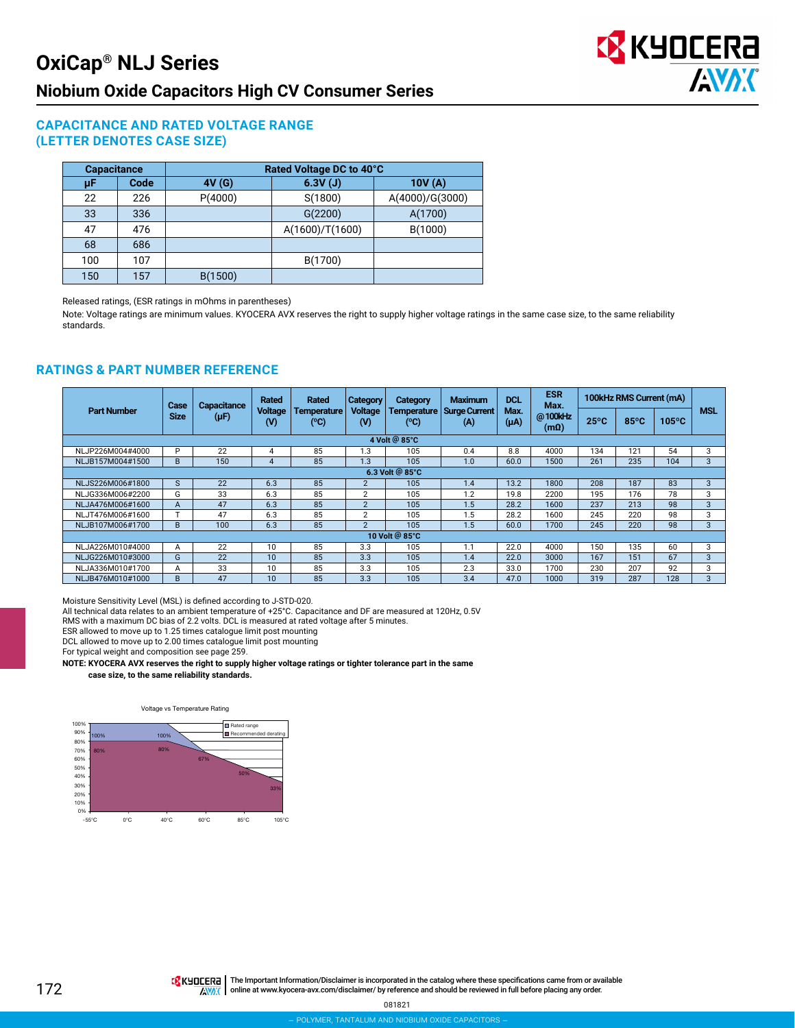# OxiCap® NLJ Series

## Niobium Oxide Capacitors High CV Consumer Series

### CAPACITANCE AND RATED VOLTAGE RANGE (LETTER DENOTES CASE SIZE)

| Capacitance | | Rated Voltage DC to 40°C | | |
|---|---|---|---|---|
| μF | Code | 4V (G) | 6.3V (J) | 10V (A) |
| 22 | 226 | P(4000) | S(1800) | A(4000)/G(3000) |
| 33 | 336 | | G(2200) | A(1700) |
| 47 | 476 | | A(1600)/T(1600) | B(1000) |
| 68 | 686 | | | |
| 100 | 107 | | B(1700) | |
| 150 | 157 | B(1500) | | |

Released ratings, (ESR ratings in mOhms in parentheses)

Note: Voltage ratings are minimum values. KYOCERA AVX reserves the right to supply higher voltage ratings in the same case size, to the same reliability standards.

### RATINGS & PART NUMBER REFERENCE

| Part Number | Case Size | Capacitance (μF) | Rated Voltage (V) | Rated Temperature (°C) | Category Voltage (V) | Category Temperature (°C) | Maximum Surge Current (A) | DCL Max. (μA) | ESR Max. @100kHz (mΩ) | 100kHz RMS Current (mA) 25°C | 85°C | 105°C | MSL |
|---|---|---|---|---|---|---|---|---|---|---|---|---|---|
| **4 Volt @ 85°C** | | | | | | | | | | | | | |
| NLJP226M004#4000 | P | 22 | 4 | 85 | 1.3 | 105 | 0.4 | 8.8 | 4000 | 134 | 121 | 54 | 3 |
| NLJB157M004#1500 | B | 150 | 4 | 85 | 1.3 | 105 | 1.0 | 60.0 | 1500 | 261 | 235 | 104 | 3 |
| **6.3 Volt @ 85°C** | | | | | | | | | | | | | |
| NLJS226M006#1800 | S | 22 | 6.3 | 85 | 2 | 105 | 1.4 | 13.2 | 1800 | 208 | 187 | 83 | 3 |
| NLJG336M006#2200 | G | 33 | 6.3 | 85 | 2 | 105 | 1.2 | 19.8 | 2200 | 195 | 176 | 78 | 3 |
| NLJA476M006#1600 | A | 47 | 6.3 | 85 | 2 | 105 | 1.5 | 28.2 | 1600 | 237 | 213 | 98 | 3 |
| NLJT476M006#1600 | T | 47 | 6.3 | 85 | 2 | 105 | 1.5 | 28.2 | 1600 | 245 | 220 | 98 | 3 |
| NLJB107M006#1700 | B | 100 | 6.3 | 85 | 2 | 105 | 1.5 | 60.0 | 1700 | 245 | 220 | 98 | 3 |
| **10 Volt @ 85°C** | | | | | | | | | | | | | |
| NLJA226M010#4000 | A | 22 | 10 | 85 | 3.3 | 105 | 1.1 | 22.0 | 4000 | 150 | 135 | 60 | 3 |
| NLJG226M010#3000 | G | 22 | 10 | 85 | 3.3 | 105 | 1.4 | 22.0 | 3000 | 167 | 151 | 67 | 3 |
| NLJA336M010#1700 | A | 33 | 10 | 85 | 3.3 | 105 | 2.3 | 33.0 | 1700 | 230 | 207 | 92 | 3 |
| NLJB476M010#1000 | B | 47 | 10 | 85 | 3.3 | 105 | 3.4 | 47.0 | 1000 | 319 | 287 | 128 | 3 |

Moisture Sensitivity Level (MSL) is defined according to J-STD-020.
All technical data relates to an ambient temperature of +25°C. Capacitance and DF are measured at 120Hz, 0.5V RMS with a maximum DC bias of 2.2 volts. DCL is measured at rated voltage after 5 minutes.
ESR allowed to move up to 1.25 times catalogue limit post mounting
DCL allowed to move up to 2.00 times catalogue limit post mounting
For typical weight and composition see page 259.

**NOTE: KYOCERA AVX reserves the right to supply higher voltage ratings or tighter tolerance part in the same case size, to the same reliability standards.**

Voltage vs Temperature Rating

Rated range / Recommended derating

100%, 80%, 67%, 50%, 33%

-55°C, 0°C, 40°C, 60°C, 85°C, 105°C

The Important Information/Disclaimer is incorporated in the catalog where these specifications came from or available online at www.kyocera-avx.com/disclaimer/ by reference and should be reviewed in full before placing any order.

081821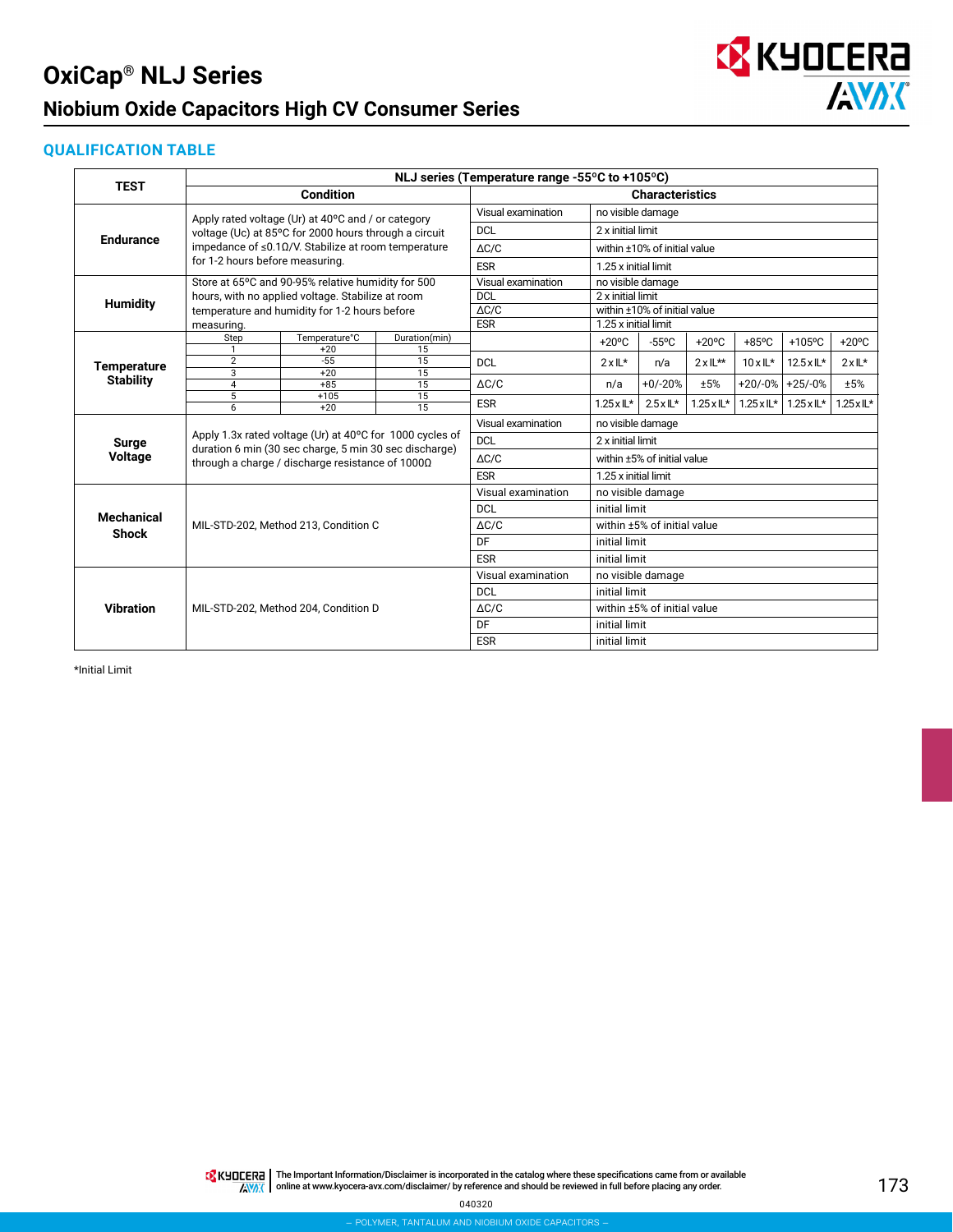# OxiCap® NLJ Series

## Niobium Oxide Capacitors High CV Consumer Series

### QUALIFICATION TABLE

| TEST | NLJ series (Temperature range -55°C to +105°C) | | | | | | | |
|---|---|---|---|---|---|---|---|---|
| | Condition | Characteristics | | | | | | |
| Endurance | Apply rated voltage (Ur) at 40°C and / or category voltage (Uc) at 85°C for 2000 hours through a circuit impedance of ≤0.1Ω/V. Stabilize at room temperature for 1-2 hours before measuring. | Visual examination | no visible damage | | | | | |
| | | DCL | 2 x initial limit | | | | | |
| | | ΔC/C | within ±10% of initial value | | | | | |
| | | ESR | 1.25 x initial limit | | | | | |
| Humidity | Store at 65°C and 90-95% relative humidity for 500 hours, with no applied voltage. Stabilize at room temperature and humidity for 1-2 hours before measuring. | Visual examination | no visible damage | | | | | |
| | | DCL | 2 x initial limit | | | | | |
| | | ΔC/C | within ±10% of initial value | | | | | |
| | | ESR | 1.25 x initial limit | | | | | |
| Temperature Stability | Step 1: +20°C, 15 min; Step 2: -55°C, 15 min; Step 3: +20°C, 15 min; Step 4: +85°C, 15 min; Step 5: +105°C, 15 min; Step 6: +20°C, 15 min | | +20°C | -55°C | +20°C | +85°C | +105°C | +20°C |
| | | DCL | 2 x IL* | n/a | 2 x IL** | 10 x IL* | 12.5 x IL* | 2 x IL* |
| | | ΔC/C | n/a | +0/-20% | ±5% | +20/-0% | +25/-0% | ±5% |
| | | ESR | 1.25 x IL* | 2.5 x IL* | 1.25 x IL* | 1.25 x IL* | 1.25 x IL* | 1.25 x IL* |
| Surge Voltage | Apply 1.3x rated voltage (Ur) at 40°C for 1000 cycles of duration 6 min (30 sec charge, 5 min 30 sec discharge) through a charge / discharge resistance of 1000Ω | Visual examination | no visible damage | | | | | |
| | | DCL | 2 x initial limit | | | | | |
| | | ΔC/C | within ±5% of initial value | | | | | |
| | | ESR | 1.25 x initial limit | | | | | |
| Mechanical Shock | MIL-STD-202, Method 213, Condition C | Visual examination | no visible damage | | | | | |
| | | DCL | initial limit | | | | | |
| | | ΔC/C | within ±5% of initial value | | | | | |
| | | DF | initial limit | | | | | |
| | | ESR | initial limit | | | | | |
| Vibration | MIL-STD-202, Method 204, Condition D | Visual examination | no visible damage | | | | | |
| | | DCL | initial limit | | | | | |
| | | ΔC/C | within ±5% of initial value | | | | | |
| | | DF | initial limit | | | | | |
| | | ESR | initial limit | | | | | |

Temperature Stability steps:

| Step | Temperature°C | Duration(min) |
|---|---|---|
| 1 | +20 | 15 |
| 2 | -55 | 15 |
| 3 | +20 | 15 |
| 4 | +85 | 15 |
| 5 | +105 | 15 |
| 6 | +20 | 15 |

*Initial Limit

The Important Information/Disclaimer is incorporated in the catalog where these specifications came from or available online at www.kyocera-avx.com/disclaimer/ by reference and should be reviewed in full before placing any order.

040320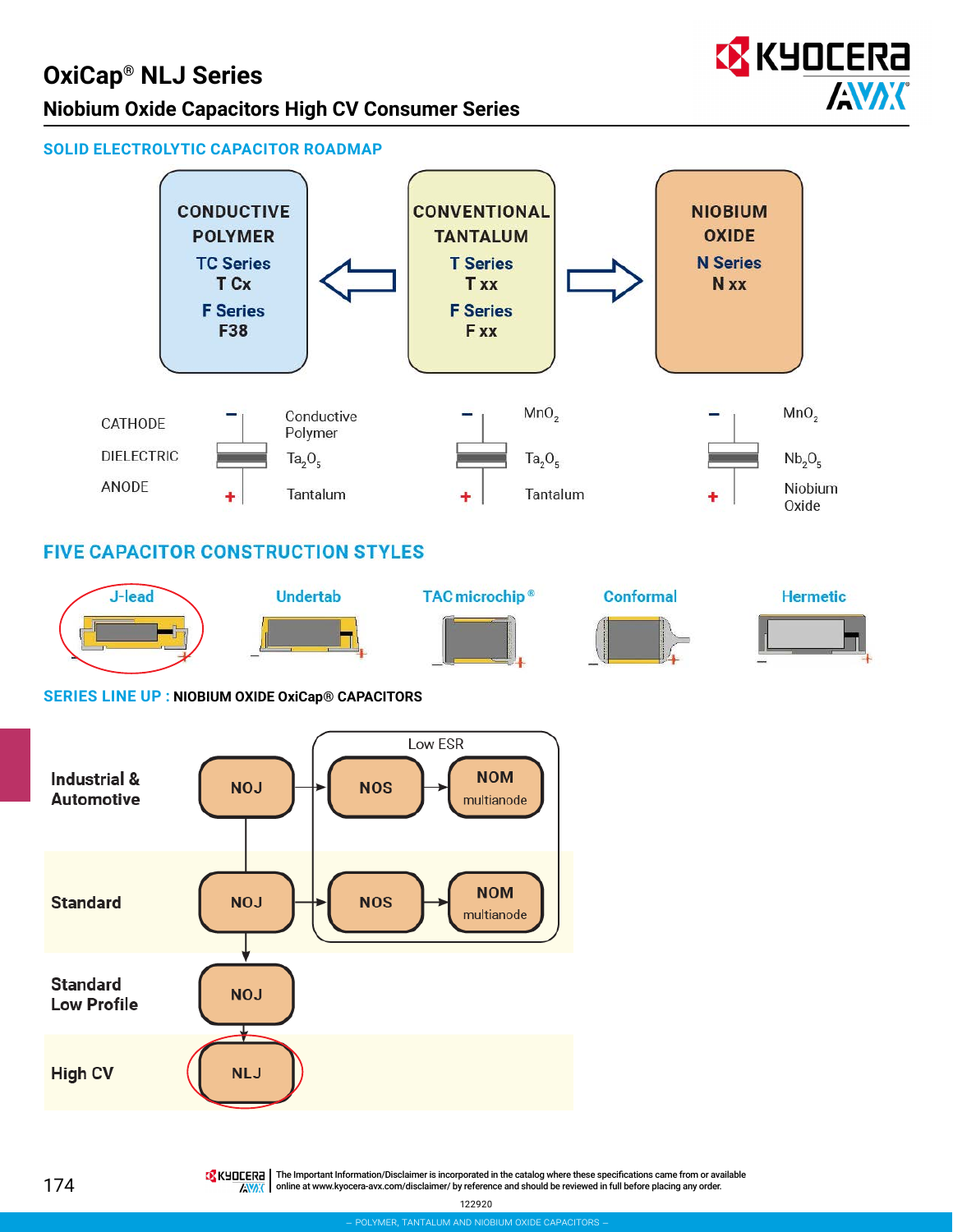# OxiCap® NLJ Series

## Niobium Oxide Capacitors High CV Consumer Series

### SOLID ELECTROLYTIC CAPACITOR ROADMAP

CONDUCTIVE POLYMER
TC Series
T Cx
F Series
F38

CONVENTIONAL TANTALUM
T Series
T xx
F Series
F xx

NIOBIUM OXIDE
N Series
N xx

CATHODE
DIELECTRIC
ANODE

Conductive Polymer
$Ta_2O_5$
Tantalum

$MnO_2$
$Ta_2O_5$
Tantalum

$MnO_2$
$Nb_2O_5$
Niobium Oxide

### FIVE CAPACITOR CONSTRUCTION STYLES

J-lead
Undertab
TAC microchip®
Conformal
Hermetic

### SERIES LINE UP : NIOBIUM OXIDE OxiCap® CAPACITORS

Low ESR

Industrial & Automotive: NOJ → NOS → NOM multianode

Standard: NOJ → NOS → NOM multianode

Standard Low Profile: NOJ

High CV: NLJ

The Important Information/Disclaimer is incorporated in the catalog where these specifications came from or available online at www.kyocera-avx.com/disclaimer/ by reference and should be reviewed in full before placing any order.

122920